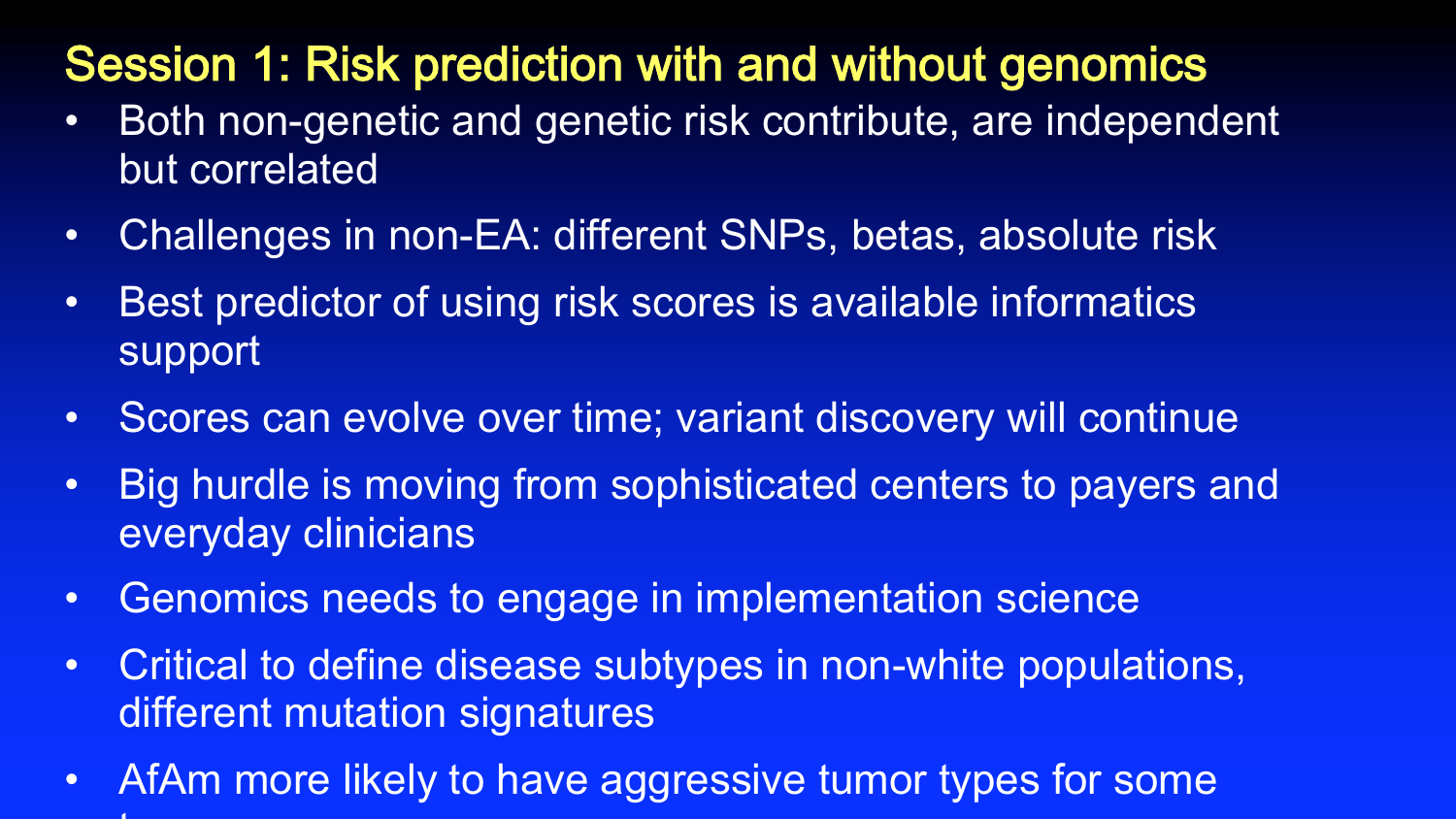## Session 1: Risk prediction with and without genomics

- Both non-genetic and genetic risk contribute, are independent but correlated
- Challenges in non-EA: different SNPs, betas, absolute risk
- Best predictor of using risk scores is available informatics support
- Scores can evolve over time; variant discovery will continue
- Big hurdle is moving from sophisticated centers to payers and everyday clinicians
- Genomics needs to engage in implementation science
- Critical to define disease subtypes in non-white populations, different mutation signatures
- AfAm more likely to have aggressive tumor types for some t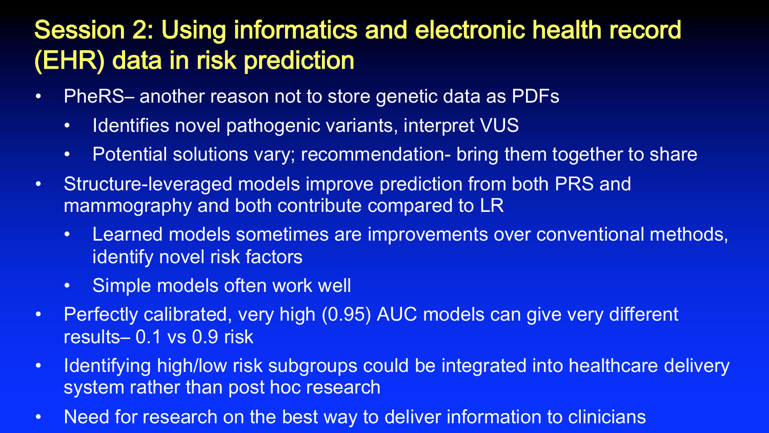# Session 2: Using informatics and electronic health record (EHR) data in risk prediction

- PheRS– another reason not to store genetic data as PDFs
  - Identifies novel pathogenic variants, interpret VUS
  - Potential solutions vary; recommendation- bring them together to share
- Structure-leveraged models improve prediction from both PRS and mammography and both contribute compared to LR
  - Learned models sometimes are improvements over conventional methods, identify novel risk factors
  - Simple models often work well
- Perfectly calibrated, very high (0.95) AUC models can give very different results– 0.1 vs 0.9 risk
- Identifying high/low risk subgroups could be integrated into healthcare delivery system rather than post hoc research
- Need for research on the best way to deliver information to clinicians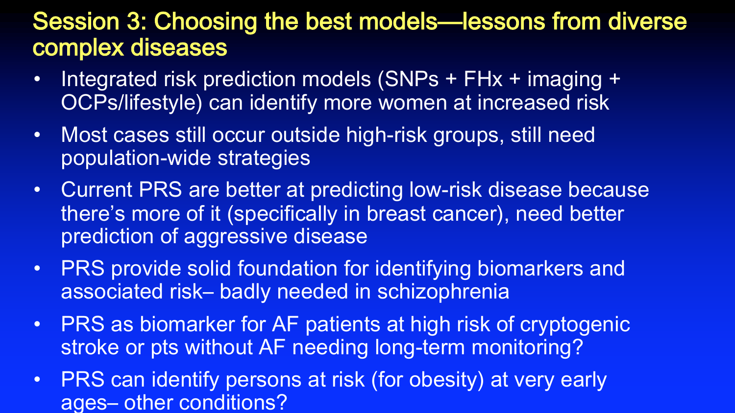# Session 3: Choosing the best models—lessons from diverse complex diseases

- Integrated risk prediction models (SNPs + FHx + imaging + OCPs/lifestyle) can identify more women at increased risk
- Most cases still occur outside high-risk groups, still need population-wide strategies
- Current PRS are better at predicting low-risk disease because there's more of it (specifically in breast cancer), need better prediction of aggressive disease
- PRS provide solid foundation for identifying biomarkers and associated risk– badly needed in schizophrenia
- PRS as biomarker for AF patients at high risk of cryptogenic stroke or pts without AF needing long-term monitoring?
- PRS can identify persons at risk (for obesity) at very early ages– other conditions?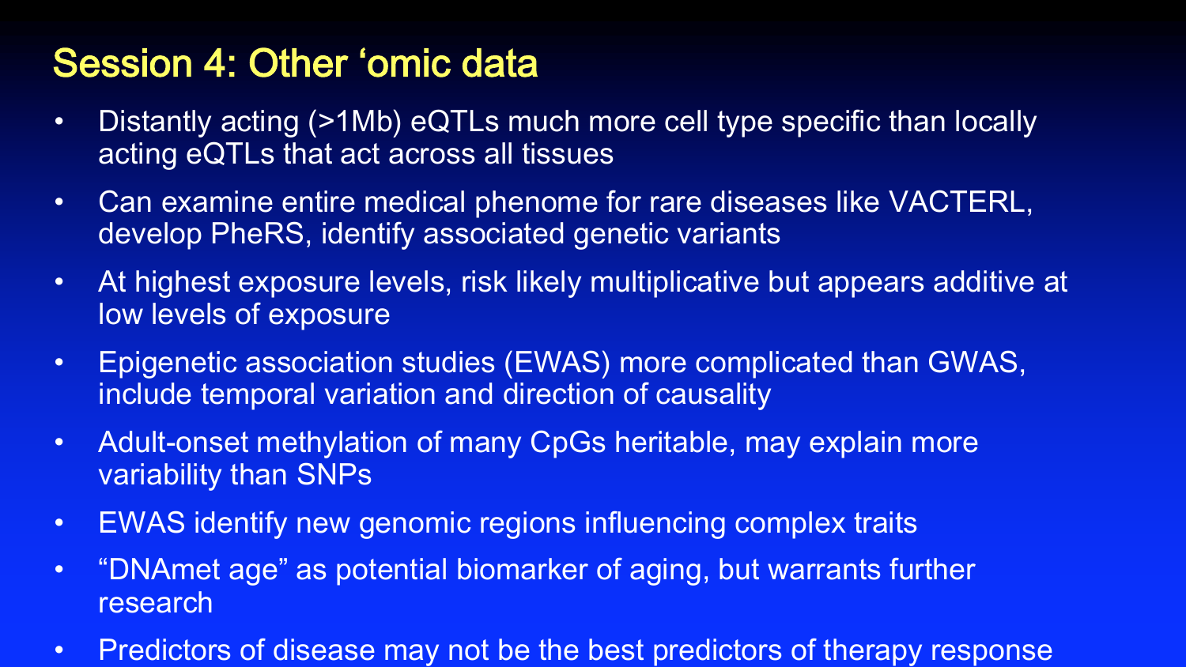# Session 4: Other ‘omic data

- Distantly acting (>1Mb) eQTLs much more cell type specific than locally acting eQTLs that act across all tissues
- Can examine entire medical phenome for rare diseases like VACTERL, develop PheRS, identify associated genetic variants
- At highest exposure levels, risk likely multiplicative but appears additive at low levels of exposure
- Epigenetic association studies (EWAS) more complicated than GWAS, include temporal variation and direction of causality
- Adult-onset methylation of many CpGs heritable, may explain more variability than SNPs
- EWAS identify new genomic regions influencing complex traits
- “DNAmet age” as potential biomarker of aging, but warrants further research
- Predictors of disease may not be the best predictors of therapy response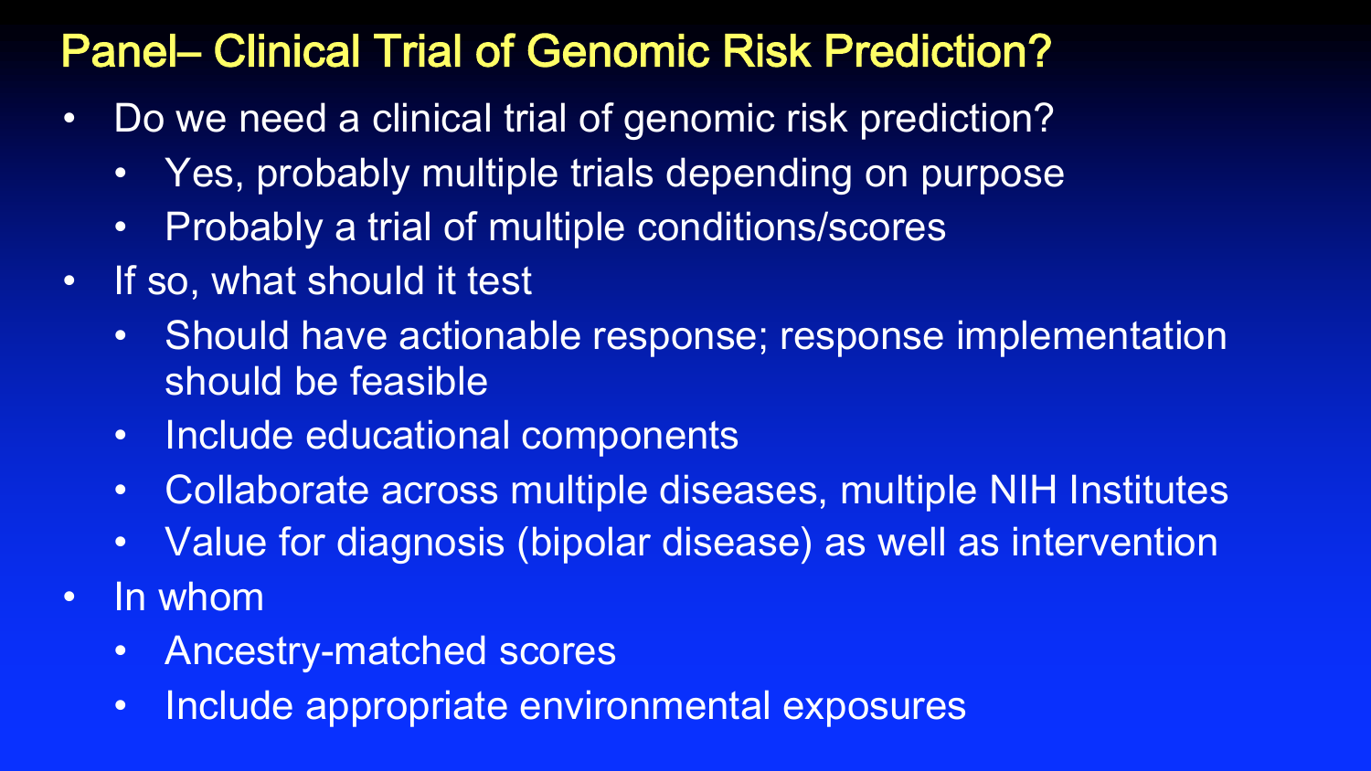# Panel– Clinical Trial of Genomic Risk Prediction?

- Do we need a clinical trial of genomic risk prediction?
  - Yes, probably multiple trials depending on purpose
  - Probably a trial of multiple conditions/scores
- If so, what should it test
  - Should have actionable response; response implementation should be feasible
  - Include educational components
  - Collaborate across multiple diseases, multiple NIH Institutes
  - Value for diagnosis (bipolar disease) as well as intervention
- In whom
  - Ancestry-matched scores
  - Include appropriate environmental exposures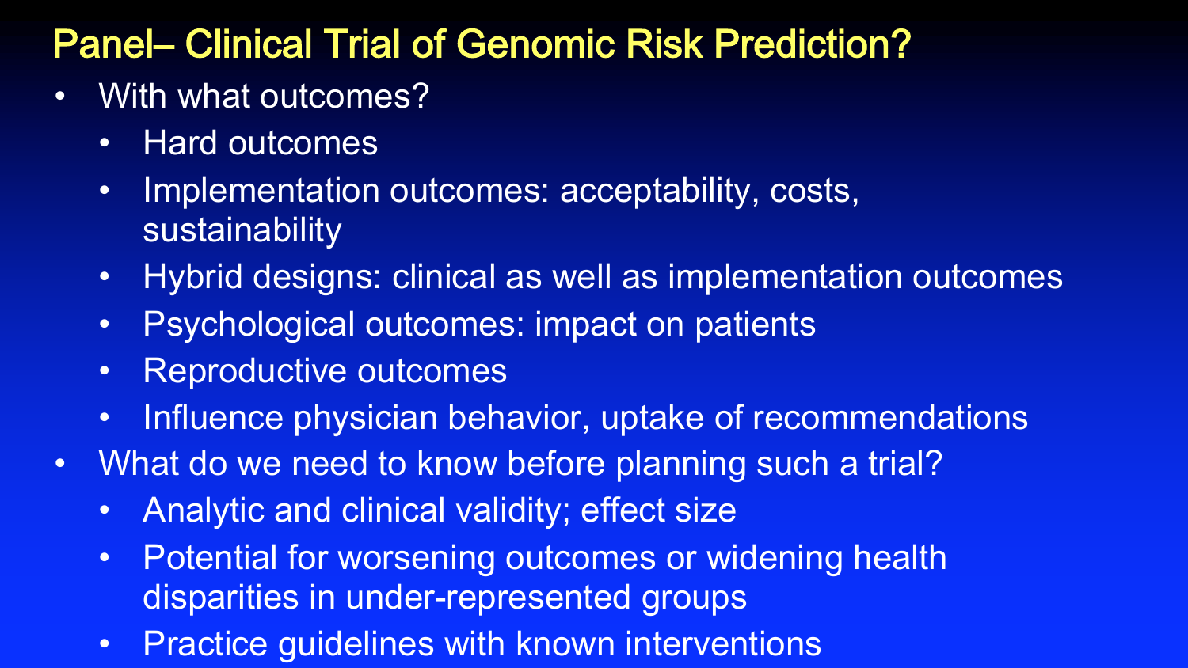# Panel– Clinical Trial of Genomic Risk Prediction?

- With what outcomes?
  - Hard outcomes
  - Implementation outcomes: acceptability, costs, sustainability
  - Hybrid designs: clinical as well as implementation outcomes
  - Psychological outcomes: impact on patients
  - Reproductive outcomes
  - Influence physician behavior, uptake of recommendations
- What do we need to know before planning such a trial?
  - Analytic and clinical validity; effect size
  - Potential for worsening outcomes or widening health disparities in under-represented groups
  - Practice guidelines with known interventions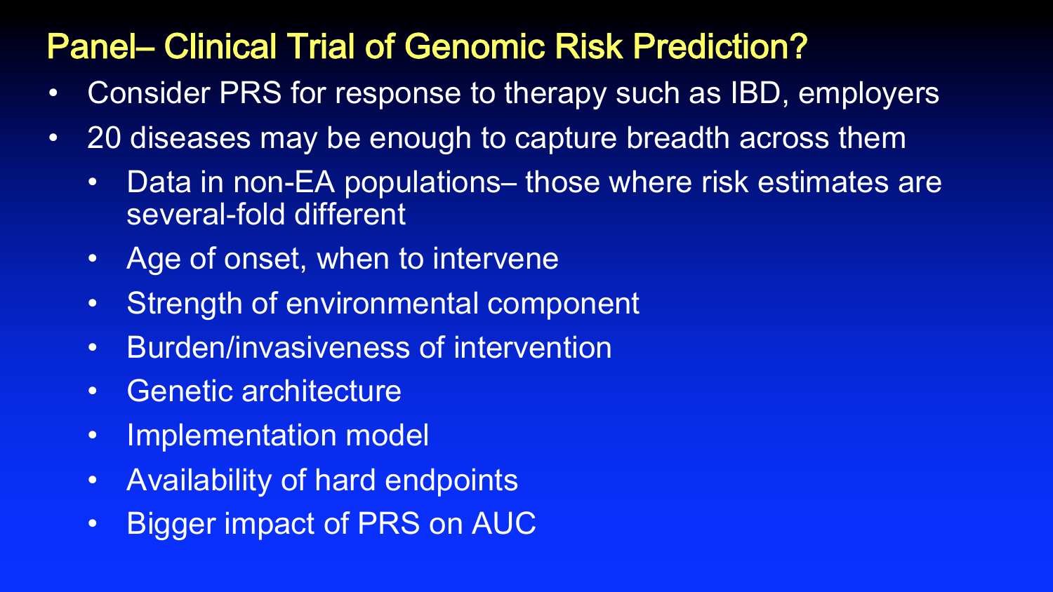# Panel– Clinical Trial of Genomic Risk Prediction?

- Consider PRS for response to therapy such as IBD, employers
- 20 diseases may be enough to capture breadth across them
  - Data in non-EA populations– those where risk estimates are several-fold different
  - Age of onset, when to intervene
  - Strength of environmental component
  - Burden/invasiveness of intervention
  - Genetic architecture
  - Implementation model
  - Availability of hard endpoints
  - Bigger impact of PRS on AUC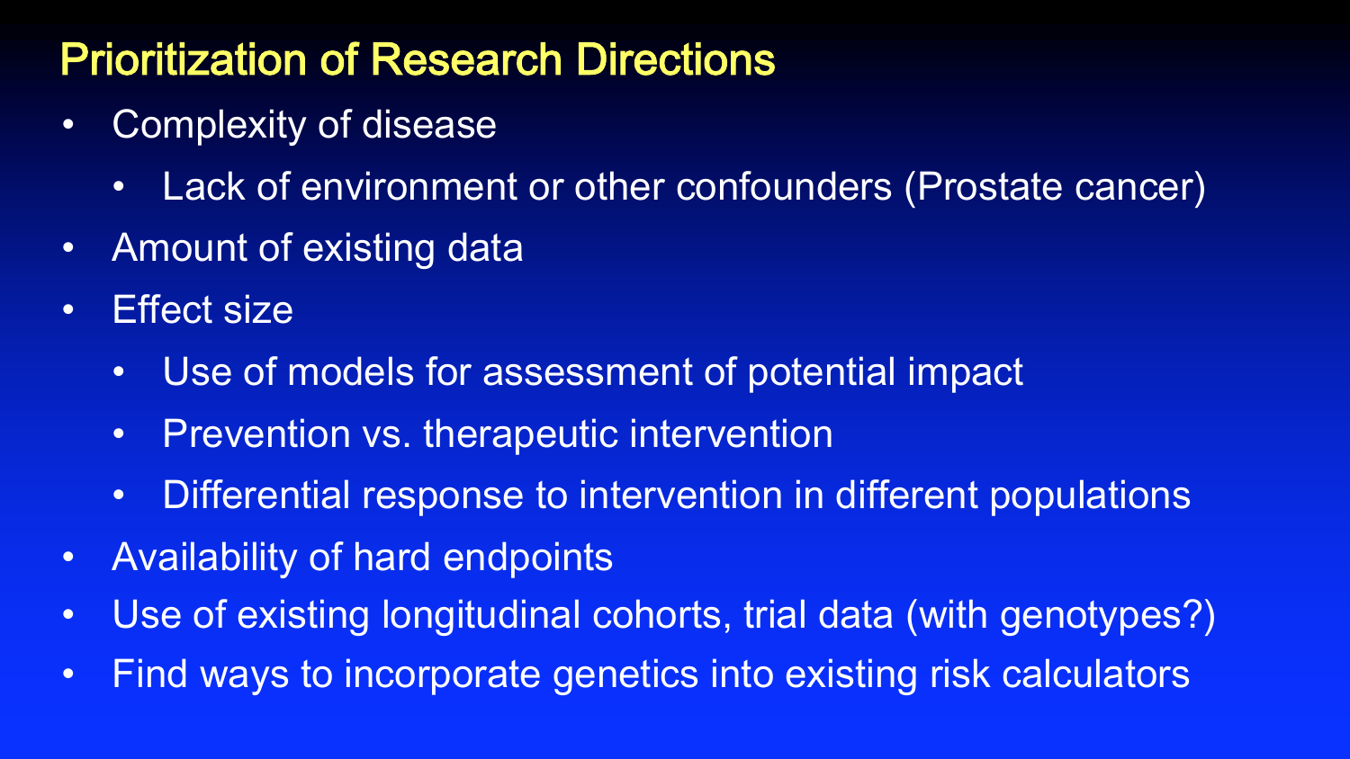# Prioritization of Research Directions

- Complexity of disease
  - Lack of environment or other confounders (Prostate cancer)
- Amount of existing data
- Effect size
  - Use of models for assessment of potential impact
  - Prevention vs. therapeutic intervention
  - Differential response to intervention in different populations
- Availability of hard endpoints
- Use of existing longitudinal cohorts, trial data (with genotypes?)
- Find ways to incorporate genetics into existing risk calculators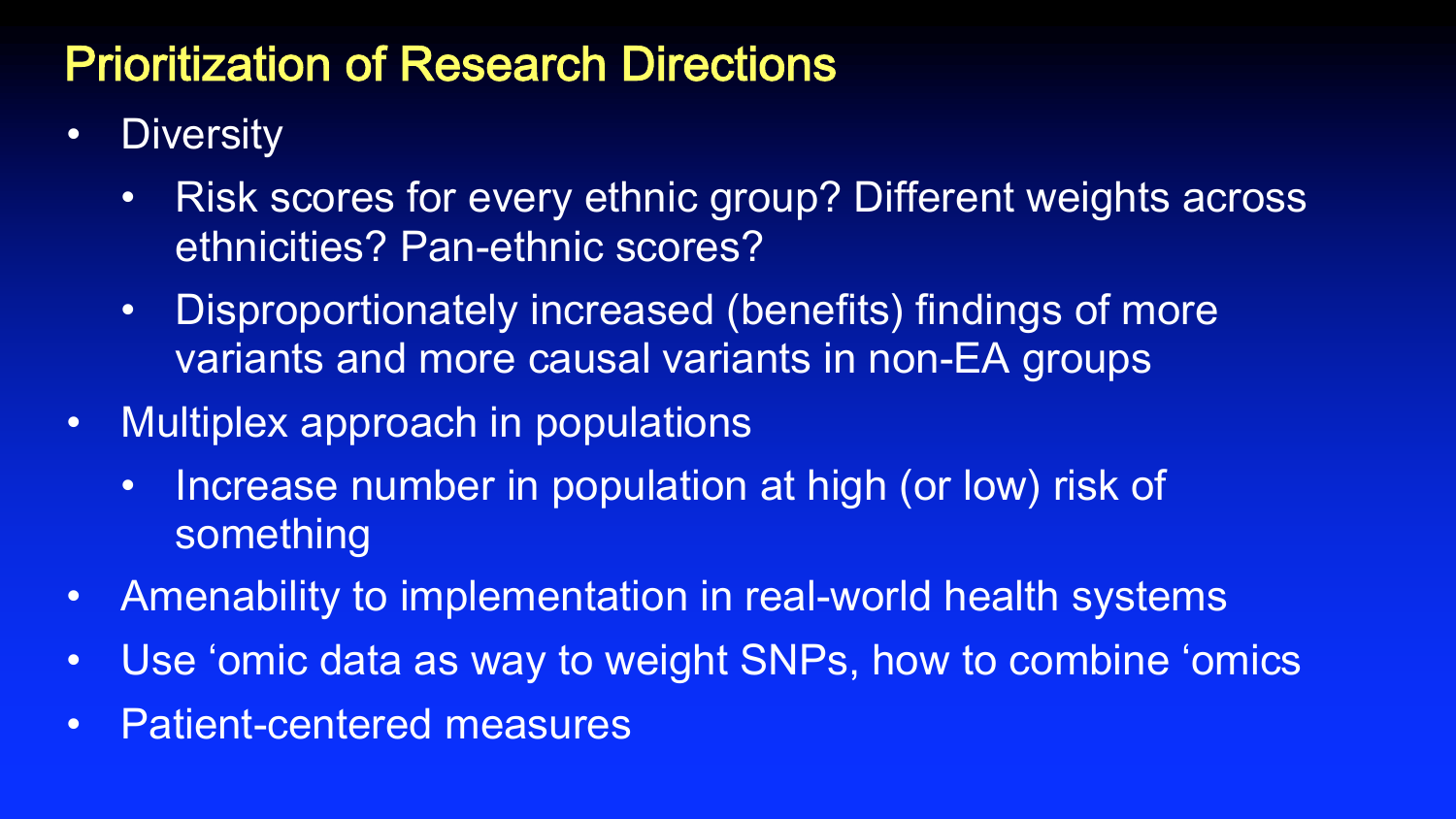# Prioritization of Research Directions

- Diversity
  - Risk scores for every ethnic group? Different weights across ethnicities? Pan-ethnic scores?
  - Disproportionately increased (benefits) findings of more variants and more causal variants in non-EA groups
- Multiplex approach in populations
  - Increase number in population at high (or low) risk of something
- Amenability to implementation in real-world health systems
- Use ‘omic data as way to weight SNPs, how to combine ‘omics
- Patient-centered measures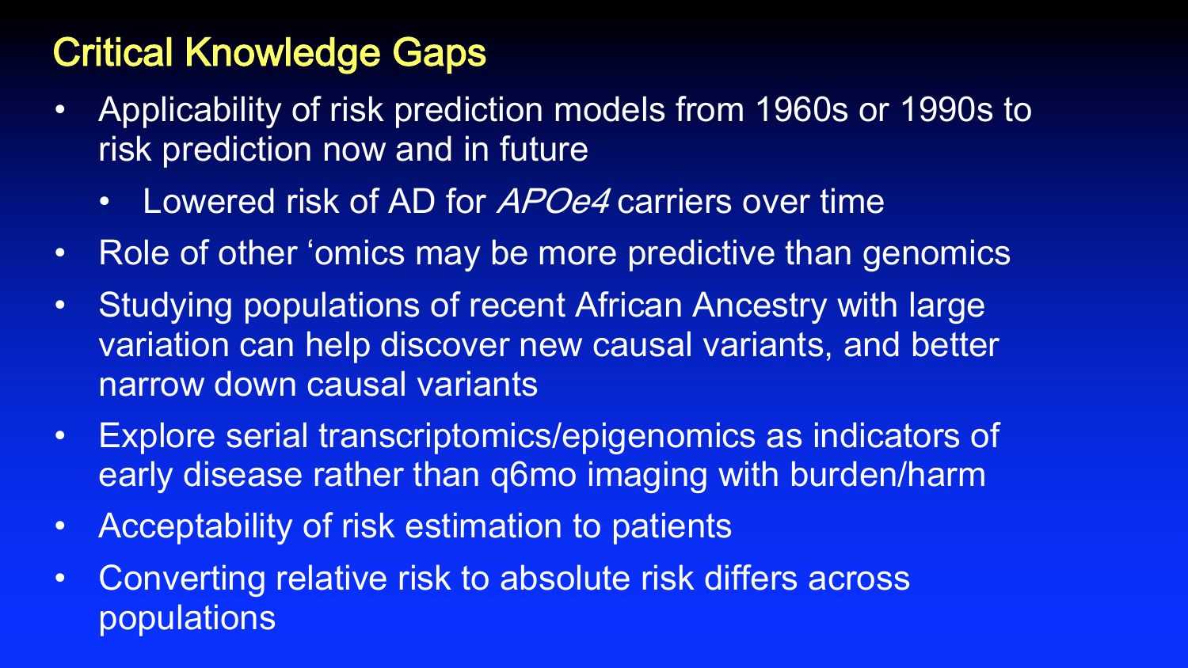# Critical Knowledge Gaps

- Applicability of risk prediction models from 1960s or 1990s to risk prediction now and in future
  - Lowered risk of AD for *APOe4* carriers over time
- Role of other ‘omics may be more predictive than genomics
- Studying populations of recent African Ancestry with large variation can help discover new causal variants, and better narrow down causal variants
- Explore serial transcriptomics/epigenomics as indicators of early disease rather than q6mo imaging with burden/harm
- Acceptability of risk estimation to patients
- Converting relative risk to absolute risk differs across populations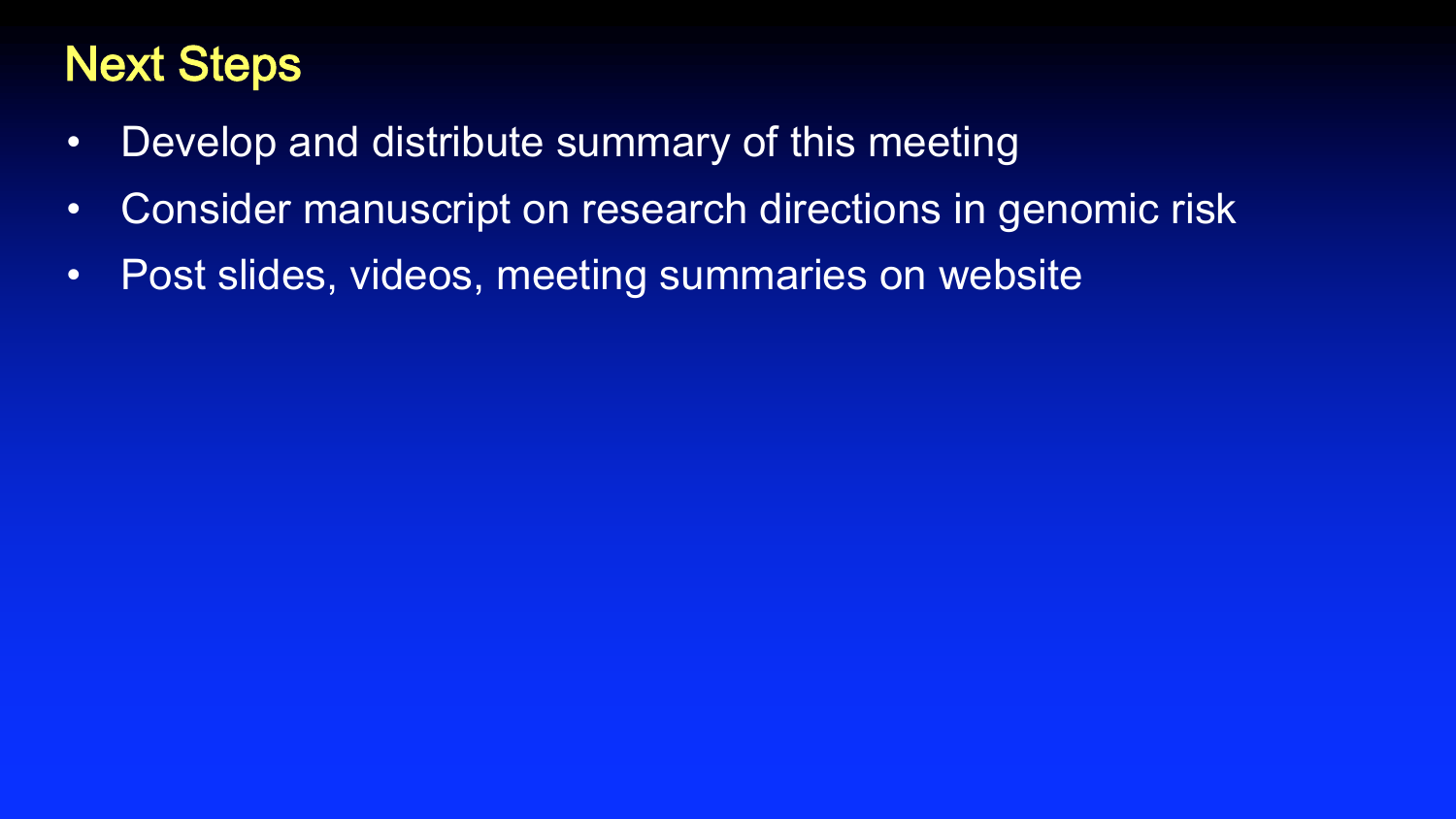# Next Steps

- Develop and distribute summary of this meeting
- Consider manuscript on research directions in genomic risk
- Post slides, videos, meeting summaries on website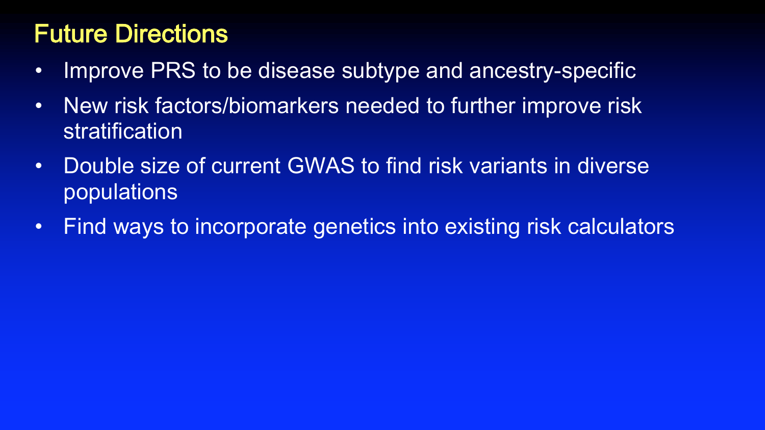# Future Directions

- Improve PRS to be disease subtype and ancestry-specific
- New risk factors/biomarkers needed to further improve risk stratification
- Double size of current GWAS to find risk variants in diverse populations
- Find ways to incorporate genetics into existing risk calculators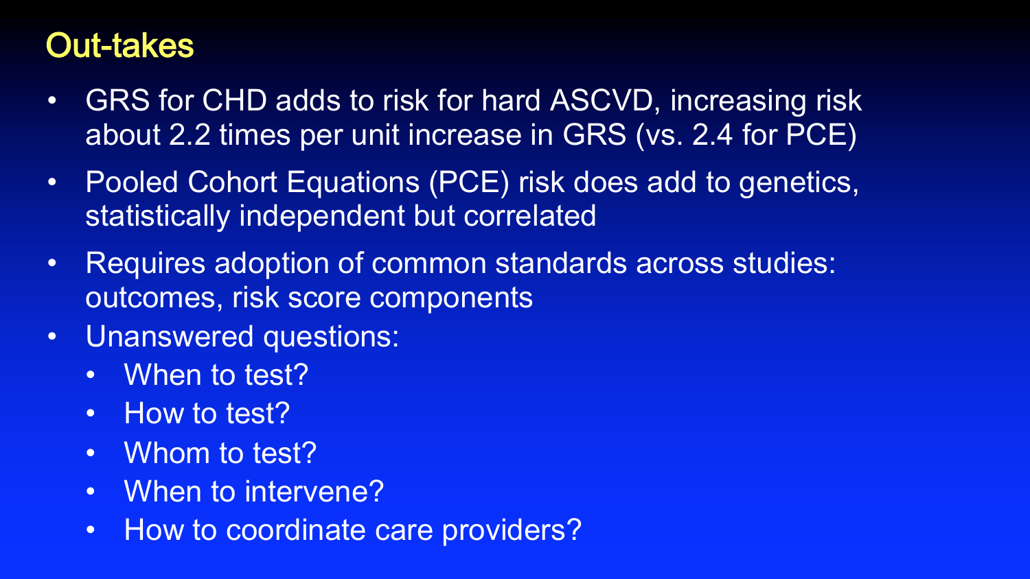# Out-takes

- GRS for CHD adds to risk for hard ASCVD, increasing risk about 2.2 times per unit increase in GRS (vs. 2.4 for PCE)
- Pooled Cohort Equations (PCE) risk does add to genetics, statistically independent but correlated
- Requires adoption of common standards across studies: outcomes, risk score components
- Unanswered questions:
  - When to test?
  - How to test?
  - Whom to test?
  - When to intervene?
  - How to coordinate care providers?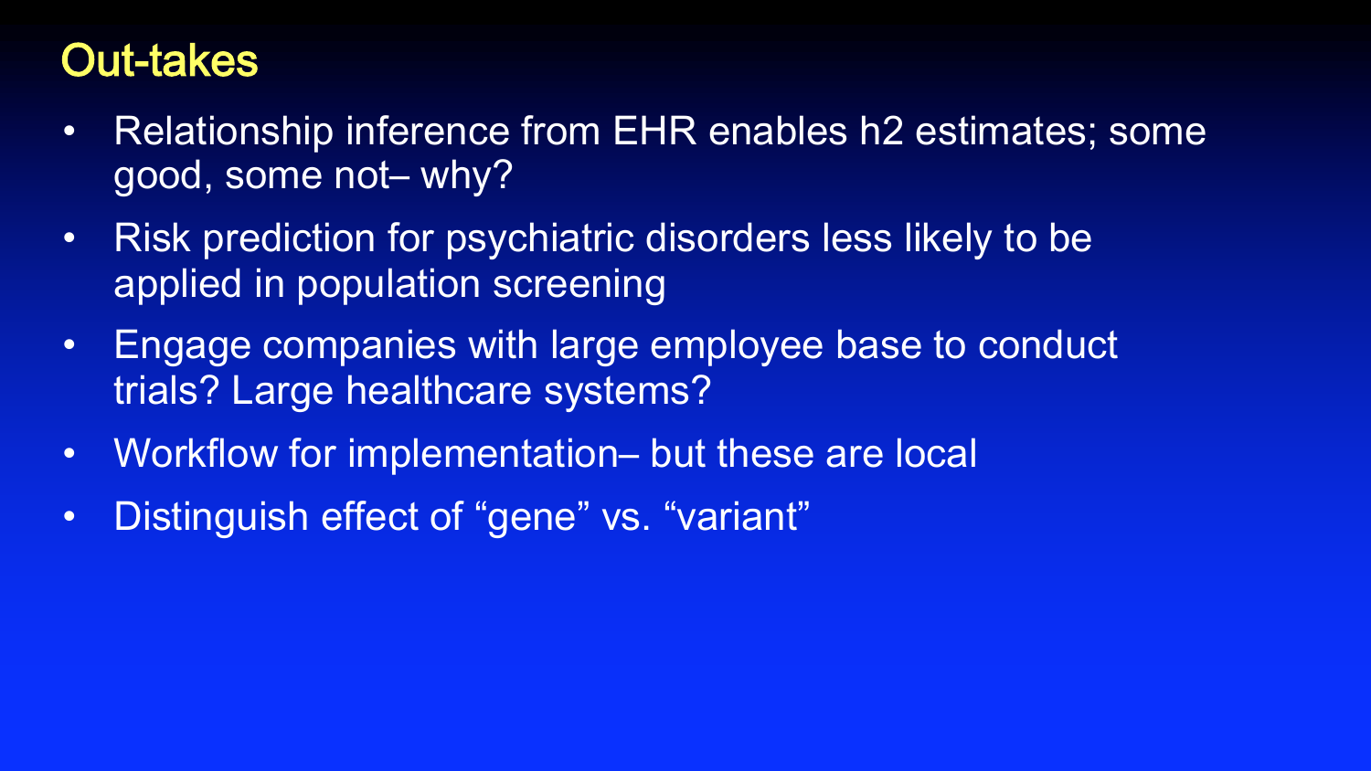# Out-takes

- Relationship inference from EHR enables h2 estimates; some good, some not– why?
- Risk prediction for psychiatric disorders less likely to be applied in population screening
- Engage companies with large employee base to conduct trials? Large healthcare systems?
- Workflow for implementation– but these are local
- Distinguish effect of “gene” vs. “variant”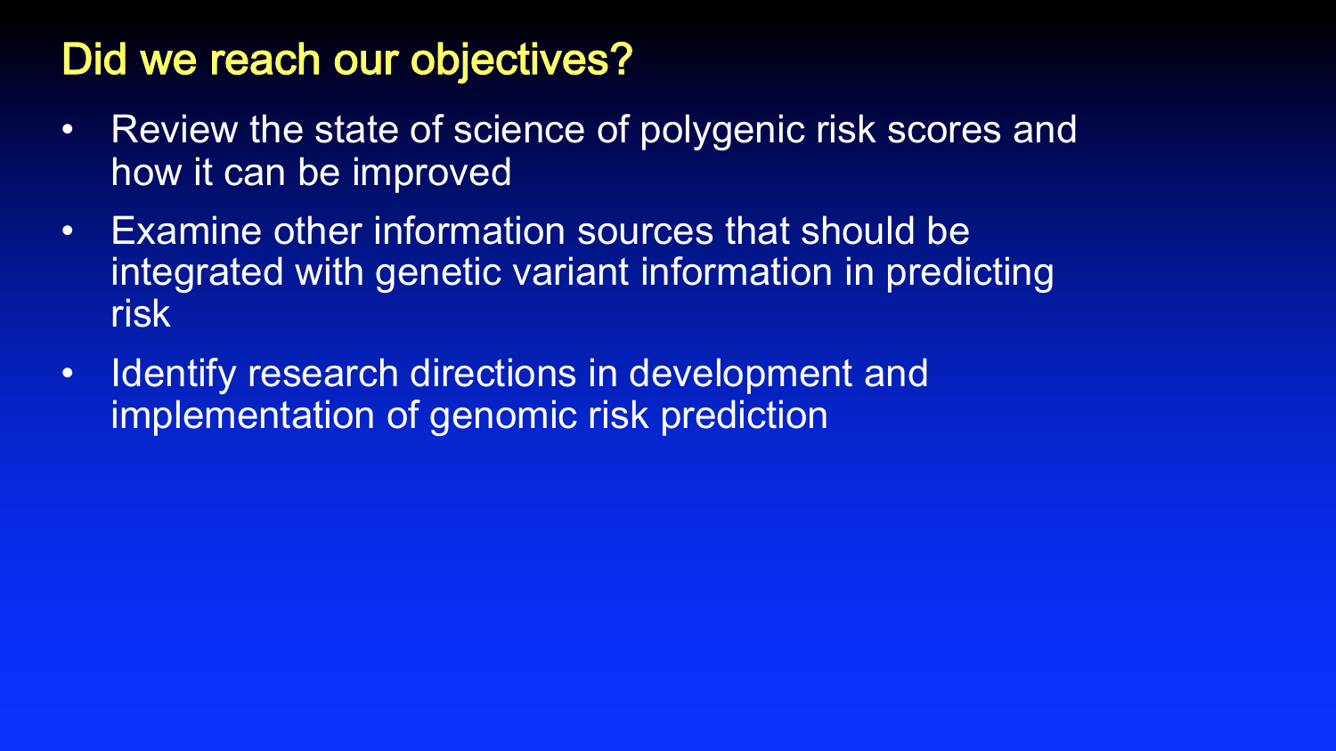## Did we reach our objectives?

- Review the state of science of polygenic risk scores and how it can be improved
- Examine other information sources that should be integrated with genetic variant information in predicting risk
- Identify research directions in development and implementation of genomic risk prediction